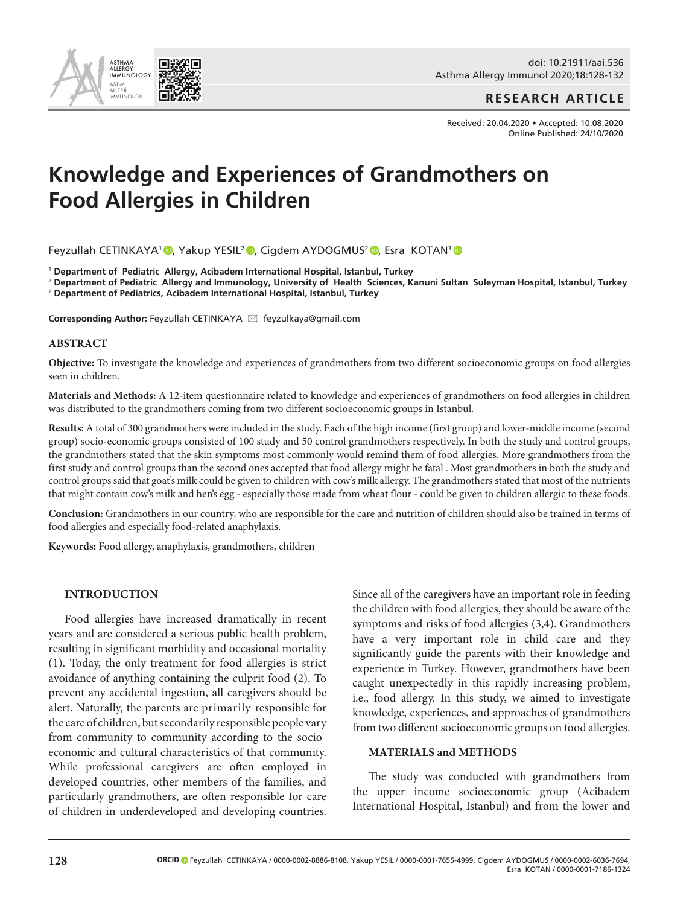RESEARCH ARTICLE

Received: 20.04.2020 • Accepted: 10.08.2020
Online Published: 24/10/2020

# Knowledge and Experiences of Grandmothers on Food Allergies in Children

Feyzullah CETINKAYA[1], Yakup YESIL[2], Cigdem AYDOGMUS[2], Esra KOTAN[3]

[1] **Department of Pediatric Allergy, Acibadem International Hospital, Istanbul, Turkey**
[2] **Department of Pediatric Allergy and Immunology, University of Health Sciences, Kanuni Sultan Suleyman Hospital, Istanbul, Turkey**
[2] **Department of Pediatrics, Acibadem International Hospital, Istanbul, Turkey**

**Corresponding Author:** Feyzullah CETINKAYA ✉ feyzulkaya@gmail.com

## ABSTRACT

**Objective:** To investigate the knowledge and experiences of grandmothers from two different socioeconomic groups on food allergies seen in children.

**Materials and Methods:** A 12-item questionnaire related to knowledge and experiences of grandmothers on food allergies in children was distributed to the grandmothers coming from two different socioeconomic groups in Istanbul.

**Results:** A total of 300 grandmothers were included in the study. Each of the high income (first group) and lower-middle income (second group) socio-economic groups consisted of 100 study and 50 control grandmothers respectively. In both the study and control groups, the grandmothers stated that the skin symptoms most commonly would remind them of food allergies. More grandmothers from the first study and control groups than the second ones accepted that food allergy might be fatal . Most grandmothers in both the study and control groups said that goat's milk could be given to children with cow's milk allergy. The grandmothers stated that most of the nutrients that might contain cow's milk and hen's egg - especially those made from wheat flour - could be given to children allergic to these foods.

**Conclusion:** Grandmothers in our country, who are responsible for the care and nutrition of children should also be trained in terms of food allergies and especially food-related anaphylaxis.

**Keywords:** Food allergy, anaphylaxis, grandmothers, children

## INTRODUCTION

Food allergies have increased dramatically in recent years and are considered a serious public health problem, resulting in significant morbidity and occasional mortality (1). Today, the only treatment for food allergies is strict avoidance of anything containing the culprit food (2). To prevent any accidental ingestion, all caregivers should be alert. Naturally, the parents are primarily responsible for the care of children, but secondarily responsible people vary from community to community according to the socio-economic and cultural characteristics of that community. While professional caregivers are often employed in developed countries, other members of the families, and particularly grandmothers, are often responsible for care of children in underdeveloped and developing countries. Since all of the caregivers have an important role in feeding the children with food allergies, they should be aware of the symptoms and risks of food allergies (3,4). Grandmothers have a very important role in child care and they significantly guide the parents with their knowledge and experience in Turkey. However, grandmothers have been caught unexpectedly in this rapidly increasing problem, i.e., food allergy. In this study, we aimed to investigate knowledge, experiences, and approaches of grandmothers from two different socioeconomic groups on food allergies.

## MATERIALS and METHODS

The study was conducted with grandmothers from the upper income socioeconomic group (Acibadem International Hospital, Istanbul) and from the lower and

ORCID Feyzullah CETINKAYA / 0000-0002-8886-8108, Yakup YESIL / 0000-0001-7655-4999, Cigdem AYDOGMUS / 0000-0002-6036-7694, Esra KOTAN / 0000-0001-7186-1324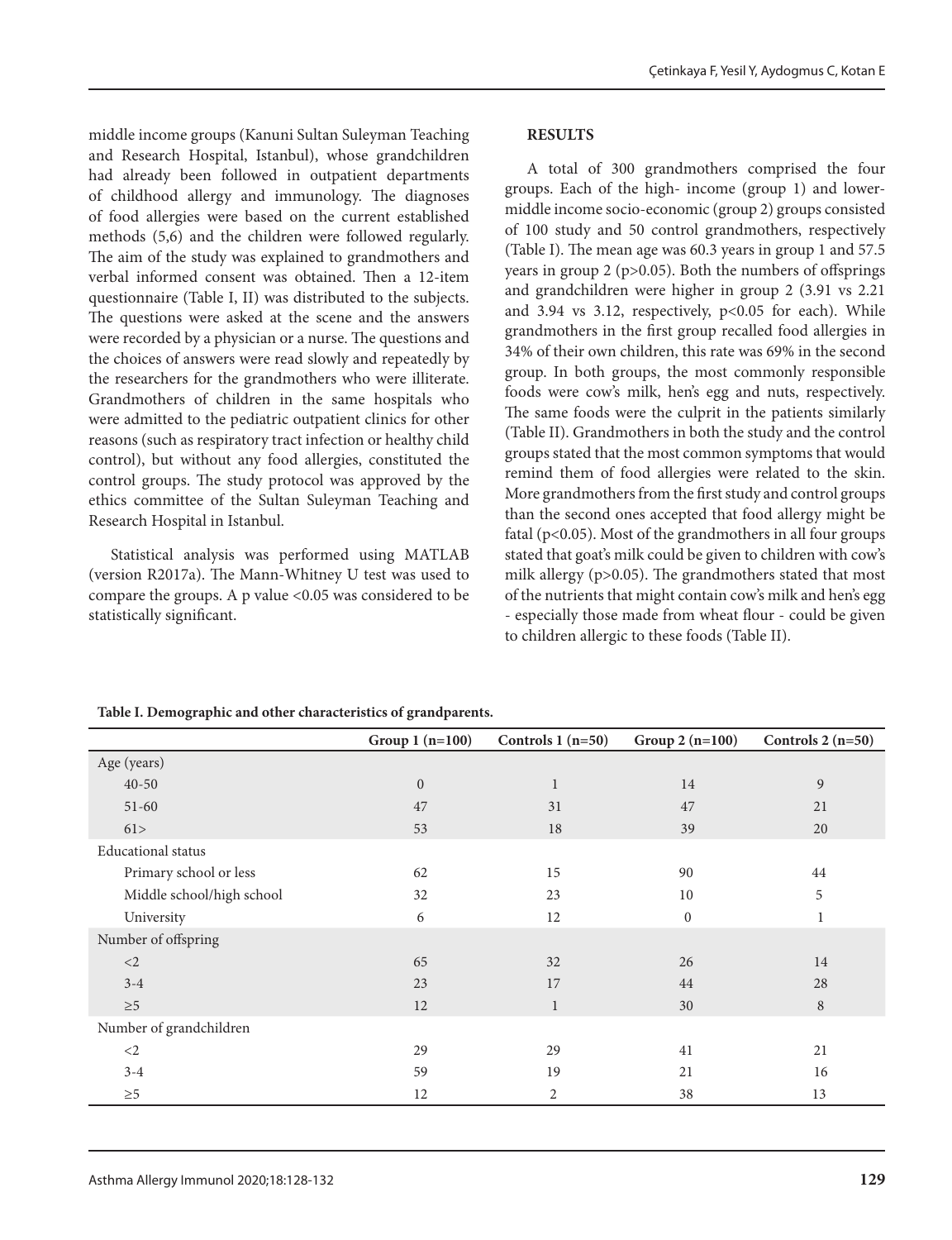middle income groups (Kanuni Sultan Suleyman Teaching and Research Hospital, Istanbul), whose grandchildren had already been followed in outpatient departments of childhood allergy and immunology. The diagnoses of food allergies were based on the current established methods (5,6) and the children were followed regularly. The aim of the study was explained to grandmothers and verbal informed consent was obtained. Then a 12-item questionnaire (Table I, II) was distributed to the subjects. The questions were asked at the scene and the answers were recorded by a physician or a nurse. The questions and the choices of answers were read slowly and repeatedly by the researchers for the grandmothers who were illiterate. Grandmothers of children in the same hospitals who were admitted to the pediatric outpatient clinics for other reasons (such as respiratory tract infection or healthy child control), but without any food allergies, constituted the control groups. The study protocol was approved by the ethics committee of the Sultan Suleyman Teaching and Research Hospital in Istanbul.

Statistical analysis was performed using MATLAB (version R2017a). The Mann-Whitney U test was used to compare the groups. A p value <0.05 was considered to be statistically significant.

## RESULTS

A total of 300 grandmothers comprised the four groups. Each of the high- income (group 1) and lower-middle income socio-economic (group 2) groups consisted of 100 study and 50 control grandmothers, respectively (Table I). The mean age was 60.3 years in group 1 and 57.5 years in group 2 ($p>0.05$). Both the numbers of offsprings and grandchildren were higher in group 2 (3.91 vs 2.21 and 3.94 vs 3.12, respectively, $p<0.05$ for each). While grandmothers in the first group recalled food allergies in 34% of their own children, this rate was 69% in the second group. In both groups, the most commonly responsible foods were cow's milk, hen's egg and nuts, respectively. The same foods were the culprit in the patients similarly (Table II). Grandmothers in both the study and the control groups stated that the most common symptoms that would remind them of food allergies were related to the skin. More grandmothers from the first study and control groups than the second ones accepted that food allergy might be fatal ($p<0.05$). Most of the grandmothers in all four groups stated that goat's milk could be given to children with cow's milk allergy ($p>0.05$). The grandmothers stated that most of the nutrients that might contain cow's milk and hen's egg - especially those made from wheat flour - could be given to children allergic to these foods (Table II).

**Table I. Demographic and other characteristics of grandparents.**

| | Group 1 (n=100) | Controls 1 (n=50) | Group 2 (n=100) | Controls 2 (n=50) |
|---|---|---|---|---|
| Age (years) | | | | |
| 40-50 | 0 | 1 | 14 | 9 |
| 51-60 | 47 | 31 | 47 | 21 |
| 61> | 53 | 18 | 39 | 20 |
| Educational status | | | | |
| Primary school or less | 62 | 15 | 90 | 44 |
| Middle school/high school | 32 | 23 | 10 | 5 |
| University | 6 | 12 | 0 | 1 |
| Number of offspring | | | | |
| <2 | 65 | 32 | 26 | 14 |
| 3-4 | 23 | 17 | 44 | 28 |
| ≥5 | 12 | 1 | 30 | 8 |
| Number of grandchildren | | | | |
| <2 | 29 | 29 | 41 | 21 |
| 3-4 | 59 | 19 | 21 | 16 |
| ≥5 | 12 | 2 | 38 | 13 |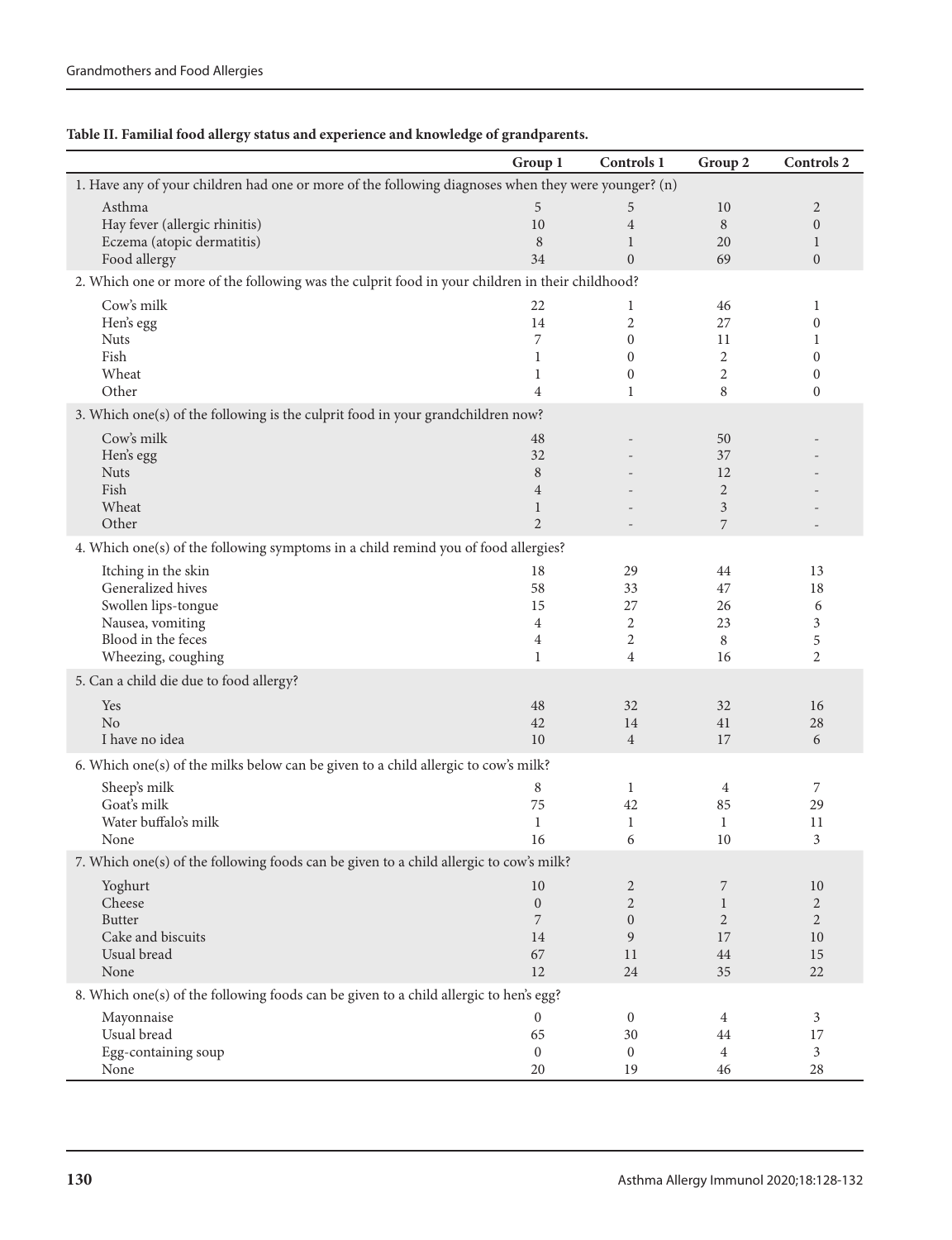**Table II. Familial food allergy status and experience and knowledge of grandparents.**

| | Group 1 | Controls 1 | Group 2 | Controls 2 |
|---|---|---|---|---|
| 1. Have any of your children had one or more of the following diagnoses when they were younger? (n) | | | | |
| Asthma | 5 | 5 | 10 | 2 |
| Hay fever (allergic rhinitis) | 10 | 4 | 8 | 0 |
| Eczema (atopic dermatitis) | 8 | 1 | 20 | 1 |
| Food allergy | 34 | 0 | 69 | 0 |
| 2. Which one or more of the following was the culprit food in your children in their childhood? | | | | |
| Cow's milk | 22 | 1 | 46 | 1 |
| Hen's egg | 14 | 2 | 27 | 0 |
| Nuts | 7 | 0 | 11 | 1 |
| Fish | 1 | 0 | 2 | 0 |
| Wheat | 1 | 0 | 2 | 0 |
| Other | 4 | 1 | 8 | 0 |
| 3. Which one(s) of the following is the culprit food in your grandchildren now? | | | | |
| Cow's milk | 48 | - | 50 | - |
| Hen's egg | 32 | - | 37 | - |
| Nuts | 8 | - | 12 | - |
| Fish | 4 | - | 2 | - |
| Wheat | 1 | - | 3 | - |
| Other | 2 | - | 7 | - |
| 4. Which one(s) of the following symptoms in a child remind you of food allergies? | | | | |
| Itching in the skin | 18 | 29 | 44 | 13 |
| Generalized hives | 58 | 33 | 47 | 18 |
| Swollen lips-tongue | 15 | 27 | 26 | 6 |
| Nausea, vomiting | 4 | 2 | 23 | 3 |
| Blood in the feces | 4 | 2 | 8 | 5 |
| Wheezing, coughing | 1 | 4 | 16 | 2 |
| 5. Can a child die due to food allergy? | | | | |
| Yes | 48 | 32 | 32 | 16 |
| No | 42 | 14 | 41 | 28 |
| I have no idea | 10 | 4 | 17 | 6 |
| 6. Which one(s) of the milks below can be given to a child allergic to cow's milk? | | | | |
| Sheep's milk | 8 | 1 | 4 | 7 |
| Goat's milk | 75 | 42 | 85 | 29 |
| Water buffalo's milk | 1 | 1 | 1 | 11 |
| None | 16 | 6 | 10 | 3 |
| 7. Which one(s) of the following foods can be given to a child allergic to cow's milk? | | | | |
| Yoghurt | 10 | 2 | 7 | 10 |
| Cheese | 0 | 2 | 1 | 2 |
| Butter | 7 | 0 | 2 | 2 |
| Cake and biscuits | 14 | 9 | 17 | 10 |
| Usual bread | 67 | 11 | 44 | 15 |
| None | 12 | 24 | 35 | 22 |
| 8. Which one(s) of the following foods can be given to a child allergic to hen's egg? | | | | |
| Mayonnaise | 0 | 0 | 4 | 3 |
| Usual bread | 65 | 30 | 44 | 17 |
| Egg-containing soup | 0 | 0 | 4 | 3 |
| None | 20 | 19 | 46 | 28 |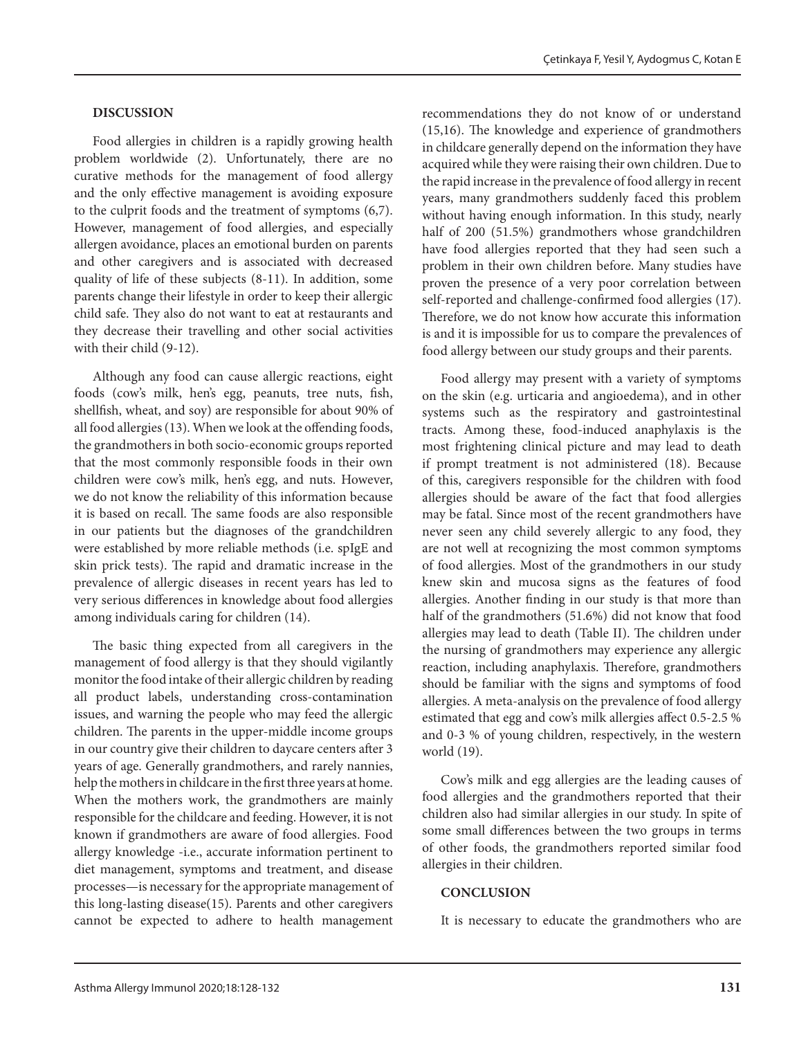## DISCUSSION

Food allergies in children is a rapidly growing health problem worldwide (2). Unfortunately, there are no curative methods for the management of food allergy and the only effective management is avoiding exposure to the culprit foods and the treatment of symptoms (6,7). However, management of food allergies, and especially allergen avoidance, places an emotional burden on parents and other caregivers and is associated with decreased quality of life of these subjects (8-11). In addition, some parents change their lifestyle in order to keep their allergic child safe. They also do not want to eat at restaurants and they decrease their travelling and other social activities with their child (9-12).

Although any food can cause allergic reactions, eight foods (cow's milk, hen's egg, peanuts, tree nuts, fish, shellfish, wheat, and soy) are responsible for about 90% of all food allergies (13). When we look at the offending foods, the grandmothers in both socio-economic groups reported that the most commonly responsible foods in their own children were cow's milk, hen's egg, and nuts. However, we do not know the reliability of this information because it is based on recall. The same foods are also responsible in our patients but the diagnoses of the grandchildren were established by more reliable methods (i.e. spIgE and skin prick tests). The rapid and dramatic increase in the prevalence of allergic diseases in recent years has led to very serious differences in knowledge about food allergies among individuals caring for children (14).

The basic thing expected from all caregivers in the management of food allergy is that they should vigilantly monitor the food intake of their allergic children by reading all product labels, understanding cross-contamination issues, and warning the people who may feed the allergic children. The parents in the upper-middle income groups in our country give their children to daycare centers after 3 years of age. Generally grandmothers, and rarely nannies, help the mothers in childcare in the first three years at home. When the mothers work, the grandmothers are mainly responsible for the childcare and feeding. However, it is not known if grandmothers are aware of food allergies. Food allergy knowledge -i.e., accurate information pertinent to diet management, symptoms and treatment, and disease processes—is necessary for the appropriate management of this long-lasting disease(15). Parents and other caregivers cannot be expected to adhere to health management recommendations they do not know of or understand (15,16). The knowledge and experience of grandmothers in childcare generally depend on the information they have acquired while they were raising their own children. Due to the rapid increase in the prevalence of food allergy in recent years, many grandmothers suddenly faced this problem without having enough information. In this study, nearly half of 200 (51.5%) grandmothers whose grandchildren have food allergies reported that they had seen such a problem in their own children before. Many studies have proven the presence of a very poor correlation between self-reported and challenge-confirmed food allergies (17). Therefore, we do not know how accurate this information is and it is impossible for us to compare the prevalences of food allergy between our study groups and their parents.

Food allergy may present with a variety of symptoms on the skin (e.g. urticaria and angioedema), and in other systems such as the respiratory and gastrointestinal tracts. Among these, food-induced anaphylaxis is the most frightening clinical picture and may lead to death if prompt treatment is not administered (18). Because of this, caregivers responsible for the children with food allergies should be aware of the fact that food allergies may be fatal. Since most of the recent grandmothers have never seen any child severely allergic to any food, they are not well at recognizing the most common symptoms of food allergies. Most of the grandmothers in our study knew skin and mucosa signs as the features of food allergies. Another finding in our study is that more than half of the grandmothers (51.6%) did not know that food allergies may lead to death (Table II). The children under the nursing of grandmothers may experience any allergic reaction, including anaphylaxis. Therefore, grandmothers should be familiar with the signs and symptoms of food allergies. A meta-analysis on the prevalence of food allergy estimated that egg and cow's milk allergies affect 0.5-2.5 % and 0-3 % of young children, respectively, in the western world (19).

Cow's milk and egg allergies are the leading causes of food allergies and the grandmothers reported that their children also had similar allergies in our study. In spite of some small differences between the two groups in terms of other foods, the grandmothers reported similar food allergies in their children.

## CONCLUSION

It is necessary to educate the grandmothers who are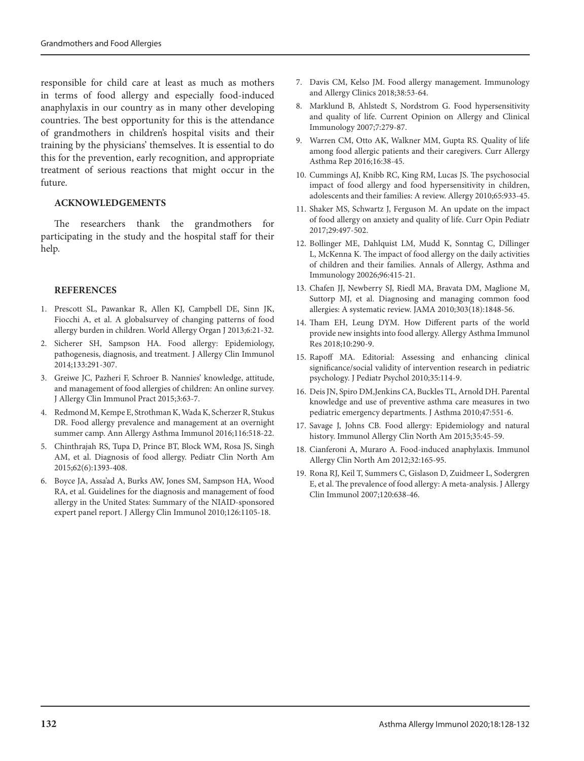responsible for child care at least as much as mothers in terms of food allergy and especially food-induced anaphylaxis in our country as in many other developing countries. The best opportunity for this is the attendance of grandmothers in children's hospital visits and their training by the physicians' themselves. It is essential to do this for the prevention, early recognition, and appropriate treatment of serious reactions that might occur in the future.

### ACKNOWLEDGEMENTS

The researchers thank the grandmothers for participating in the study and the hospital staff for their help.

### REFERENCES

1. Prescott SL, Pawankar R, Allen KJ, Campbell DE, Sinn JK, Fiocchi A, et al. A globalsurvey of changing patterns of food allergy burden in children. World Allergy Organ J 2013;6:21-32.
2. Sicherer SH, Sampson HA. Food allergy: Epidemiology, pathogenesis, diagnosis, and treatment. J Allergy Clin Immunol 2014;133:291-307.
3. Greiwe JC, Pazheri F, Schroer B. Nannies' knowledge, attitude, and management of food allergies of children: An online survey. J Allergy Clin Immunol Pract 2015;3:63-7.
4. Redmond M, Kempe E, Strothman K, Wada K, Scherzer R, Stukus DR. Food allergy prevalence and management at an overnight summer camp. Ann Allergy Asthma Immunol 2016;116:518-22.
5. Chinthrajah RS, Tupa D, Prince BT, Block WM, Rosa JS, Singh AM, et al. Diagnosis of food allergy. Pediatr Clin North Am 2015;62(6):1393-408.
6. Boyce JA, Assa'ad A, Burks AW, Jones SM, Sampson HA, Wood RA, et al. Guidelines for the diagnosis and management of food allergy in the United States: Summary of the NIAID-sponsored expert panel report. J Allergy Clin Immunol 2010;126:1105-18.
7. Davis CM, Kelso JM. Food allergy management. Immunology and Allergy Clinics 2018;38:53-64.
8. Marklund B, Ahlstedt S, Nordstrom G. Food hypersensitivity and quality of life. Current Opinion on Allergy and Clinical Immunology 2007;7:279-87.
9. Warren CM, Otto AK, Walkner MM, Gupta RS. Quality of life among food allergic patients and their caregivers. Curr Allergy Asthma Rep 2016;16:38-45.
10. Cummings AJ, Knibb RC, King RM, Lucas JS. The psychosocial impact of food allergy and food hypersensitivity in children, adolescents and their families: A review. Allergy 2010;65:933-45.
11. Shaker MS, Schwartz J, Ferguson M. An update on the impact of food allergy on anxiety and quality of life. Curr Opin Pediatr 2017;29:497-502.
12. Bollinger ME, Dahlquist LM, Mudd K, Sonntag C, Dillinger L, McKenna K. The impact of food allergy on the daily activities of children and their families. Annals of Allergy, Asthma and Immunology 20026;96:415-21.
13. Chafen JJ, Newberry SJ, Riedl MA, Bravata DM, Maglione M, Suttorp MJ, et al. Diagnosing and managing common food allergies: A systematic review. JAMA 2010;303(18):1848-56.
14. Tham EH, Leung DYM. How Different parts of the world provide new insights into food allergy. Allergy Asthma Immunol Res 2018;10:290-9.
15. Rapoff MA. Editorial: Assessing and enhancing clinical significance/social validity of intervention research in pediatric psychology. J Pediatr Psychol 2010;35:114-9.
16. Deis JN, Spiro DM,Jenkins CA, Buckles TL, Arnold DH. Parental knowledge and use of preventive asthma care measures in two pediatric emergency departments. J Asthma 2010;47:551-6.
17. Savage J, Johns CB. Food allergy: Epidemiology and natural history. Immunol Allergy Clin North Am 2015;35:45-59.
18. Cianferoni A, Muraro A. Food-induced anaphylaxis. Immunol Allergy Clin North Am 2012;32:165-95.
19. Rona RJ, Keil T, Summers C, Gislason D, Zuidmeer L, Sodergren E, et al. The prevalence of food allergy: A meta-analysis. J Allergy Clin Immunol 2007;120:638-46.